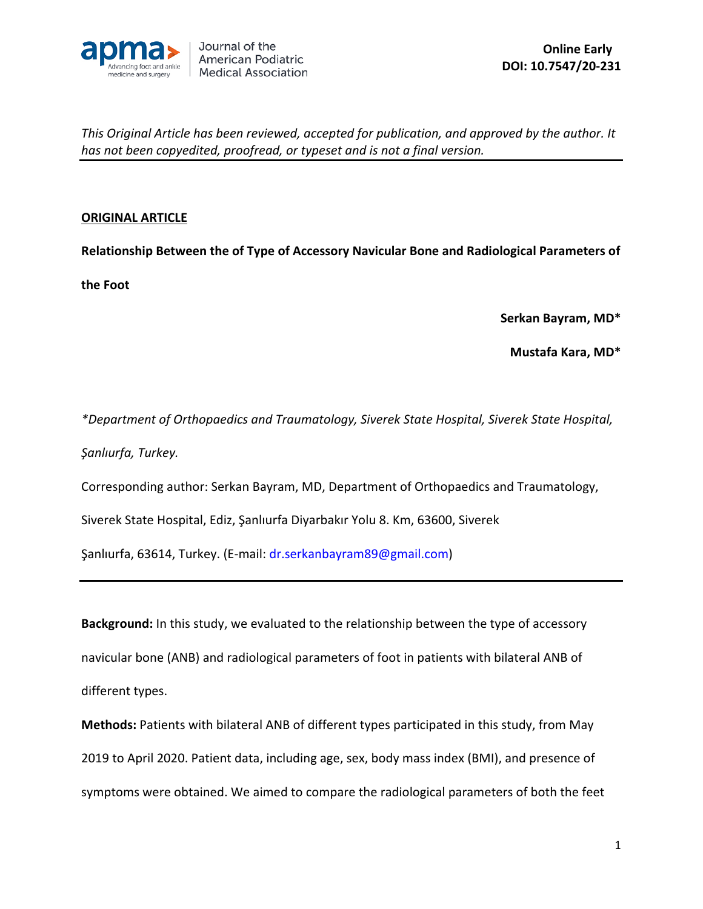Online Early
DOI: 10.7547/20-231

*This Original Article has been reviewed, accepted for publication, and approved by the author. It has not been copyedited, proofread, or typeset and is not a final version.*

**ORIGINAL ARTICLE**

# Relationship Between the of Type of Accessory Navicular Bone and Radiological Parameters of the Foot

**Serkan Bayram, MD***

**Mustafa Kara, MD***

*\*Department of Orthopaedics and Traumatology, Siverek State Hospital, Siverek State Hospital, Şanlıurfa, Turkey.*

Corresponding author: Serkan Bayram, MD, Department of Orthopaedics and Traumatology, Siverek State Hospital, Ediz, Şanlıurfa Diyarbakır Yolu 8. Km, 63600, Siverek Şanlıurfa, 63614, Turkey. (E-mail: dr.serkanbayram89@gmail.com)

**Background:** In this study, we evaluated to the relationship between the type of accessory navicular bone (ANB) and radiological parameters of foot in patients with bilateral ANB of different types.

**Methods:** Patients with bilateral ANB of different types participated in this study, from May 2019 to April 2020. Patient data, including age, sex, body mass index (BMI), and presence of symptoms were obtained. We aimed to compare the radiological parameters of both the feet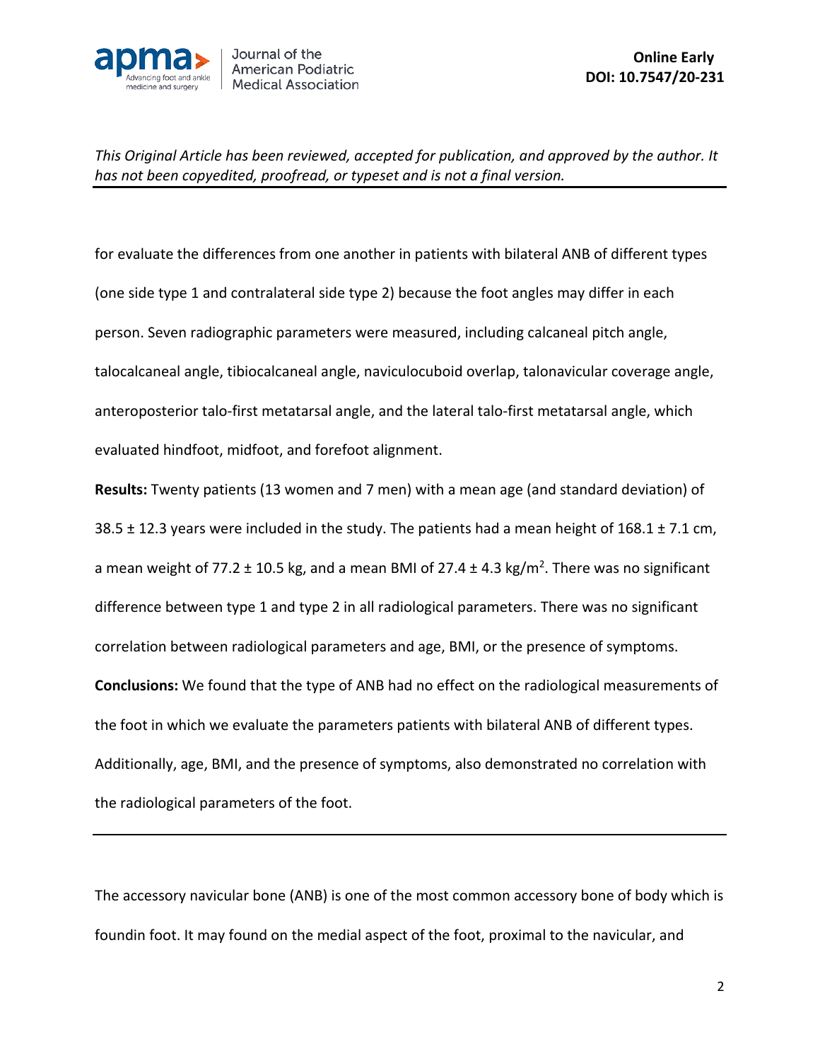for evaluate the differences from one another in patients with bilateral ANB of different types (one side type 1 and contralateral side type 2) because the foot angles may differ in each person. Seven radiographic parameters were measured, including calcaneal pitch angle, talocalcaneal angle, tibiocalcaneal angle, naviculocuboid overlap, talonavicular coverage angle, anteroposterior talo-first metatarsal angle, and the lateral talo-first metatarsal angle, which evaluated hindfoot, midfoot, and forefoot alignment.

**Results:** Twenty patients (13 women and 7 men) with a mean age (and standard deviation) of 38.5 ± 12.3 years were included in the study. The patients had a mean height of 168.1 ± 7.1 cm, a mean weight of 77.2 ± 10.5 kg, and a mean BMI of 27.4 ± 4.3 kg/m$^2$. There was no significant difference between type 1 and type 2 in all radiological parameters. There was no significant correlation between radiological parameters and age, BMI, or the presence of symptoms.

**Conclusions:** We found that the type of ANB had no effect on the radiological measurements of the foot in which we evaluate the parameters patients with bilateral ANB of different types. Additionally, age, BMI, and the presence of symptoms, also demonstrated no correlation with the radiological parameters of the foot.

---

The accessory navicular bone (ANB) is one of the most common accessory bone of body which is foundin foot. It may found on the medial aspect of the foot, proximal to the navicular, and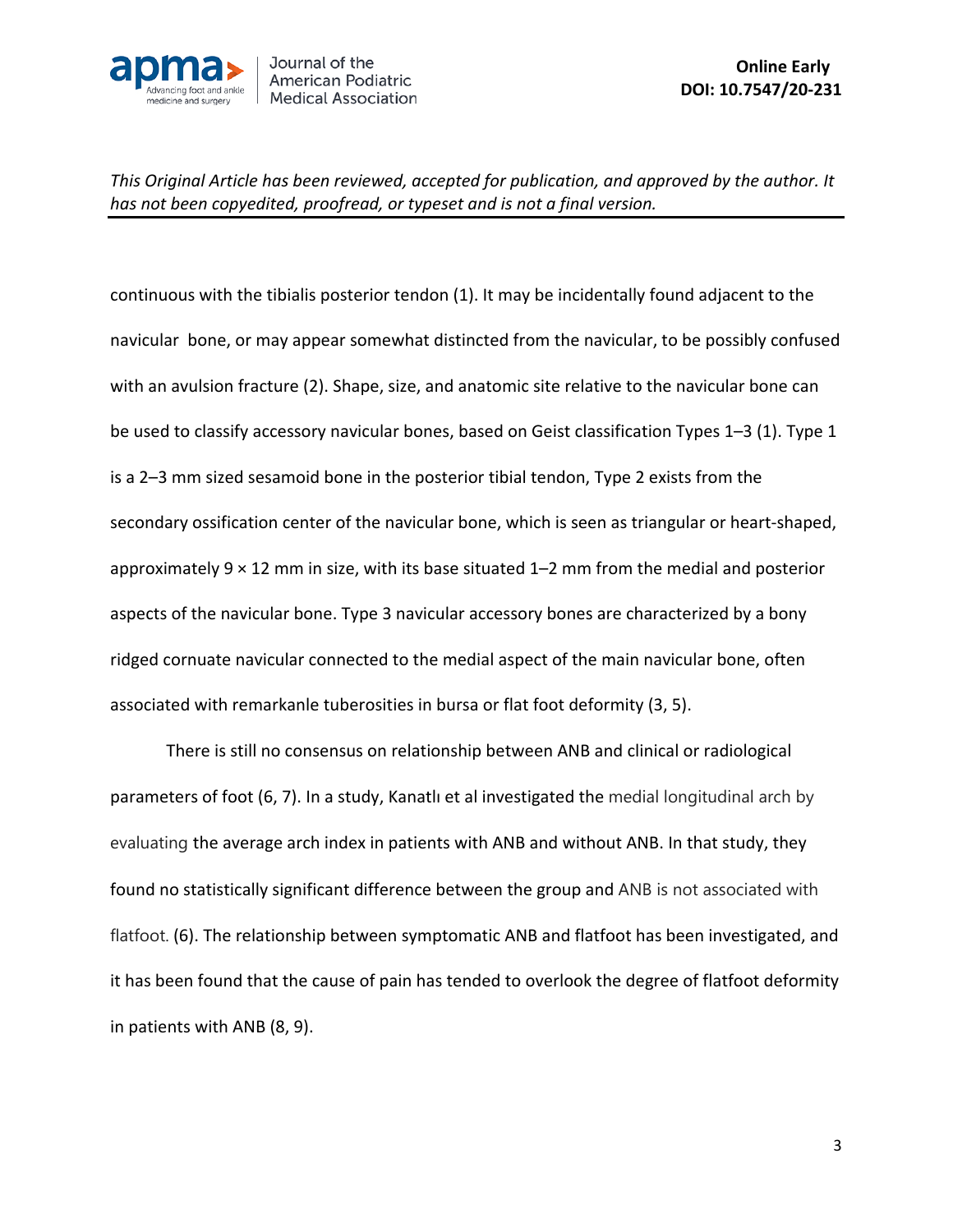continuous with the tibialis posterior tendon (1). It may be incidentally found adjacent to the navicular bone, or may appear somewhat distincted from the navicular, to be possibly confused with an avulsion fracture (2). Shape, size, and anatomic site relative to the navicular bone can be used to classify accessory navicular bones, based on Geist classification Types 1–3 (1). Type 1 is a 2–3 mm sized sesamoid bone in the posterior tibial tendon, Type 2 exists from the secondary ossification center of the navicular bone, which is seen as triangular or heart-shaped, approximately 9 × 12 mm in size, with its base situated 1–2 mm from the medial and posterior aspects of the navicular bone. Type 3 navicular accessory bones are characterized by a bony ridged cornuate navicular connected to the medial aspect of the main navicular bone, often associated with remarkanle tuberosities in bursa or flat foot deformity (3, 5).

There is still no consensus on relationship between ANB and clinical or radiological parameters of foot (6, 7). In a study, Kanatlı et al investigated the medial longitudinal arch by evaluating the average arch index in patients with ANB and without ANB. In that study, they found no statistically significant difference between the group and ANB is not associated with flatfoot. (6). The relationship between symptomatic ANB and flatfoot has been investigated, and it has been found that the cause of pain has tended to overlook the degree of flatfoot deformity in patients with ANB (8, 9).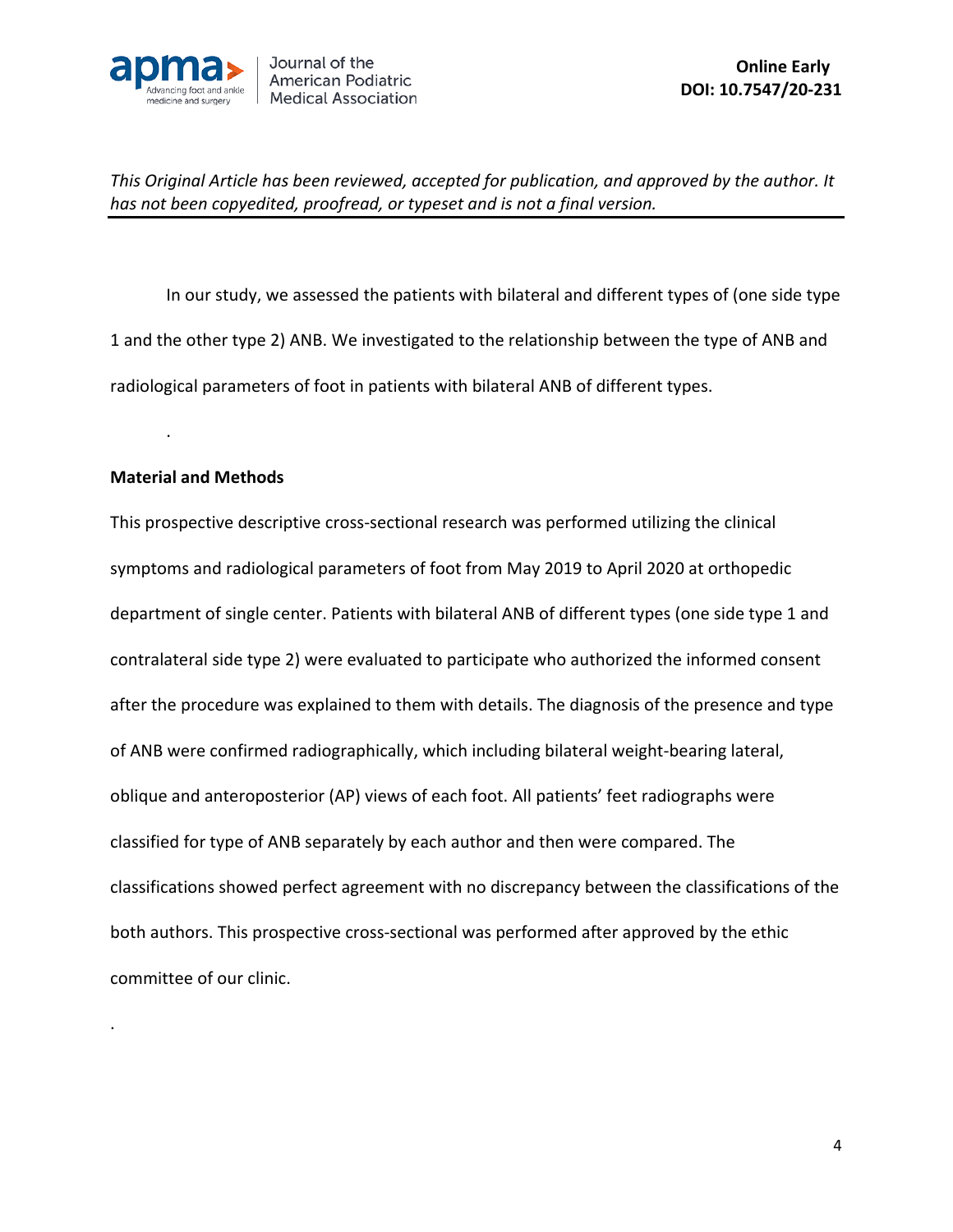In our study, we assessed the patients with bilateral and different types of (one side type 1 and the other type 2) ANB. We investigated to the relationship between the type of ANB and radiological parameters of foot in patients with bilateral ANB of different types.

.

**Material and Methods**

This prospective descriptive cross-sectional research was performed utilizing the clinical symptoms and radiological parameters of foot from May 2019 to April 2020 at orthopedic department of single center. Patients with bilateral ANB of different types (one side type 1 and contralateral side type 2) were evaluated to participate who authorized the informed consent after the procedure was explained to them with details. The diagnosis of the presence and type of ANB were confirmed radiographically, which including bilateral weight-bearing lateral, oblique and anteroposterior (AP) views of each foot. All patients' feet radiographs were classified for type of ANB separately by each author and then were compared. The classifications showed perfect agreement with no discrepancy between the classifications of the both authors. This prospective cross-sectional was performed after approved by the ethic committee of our clinic.

.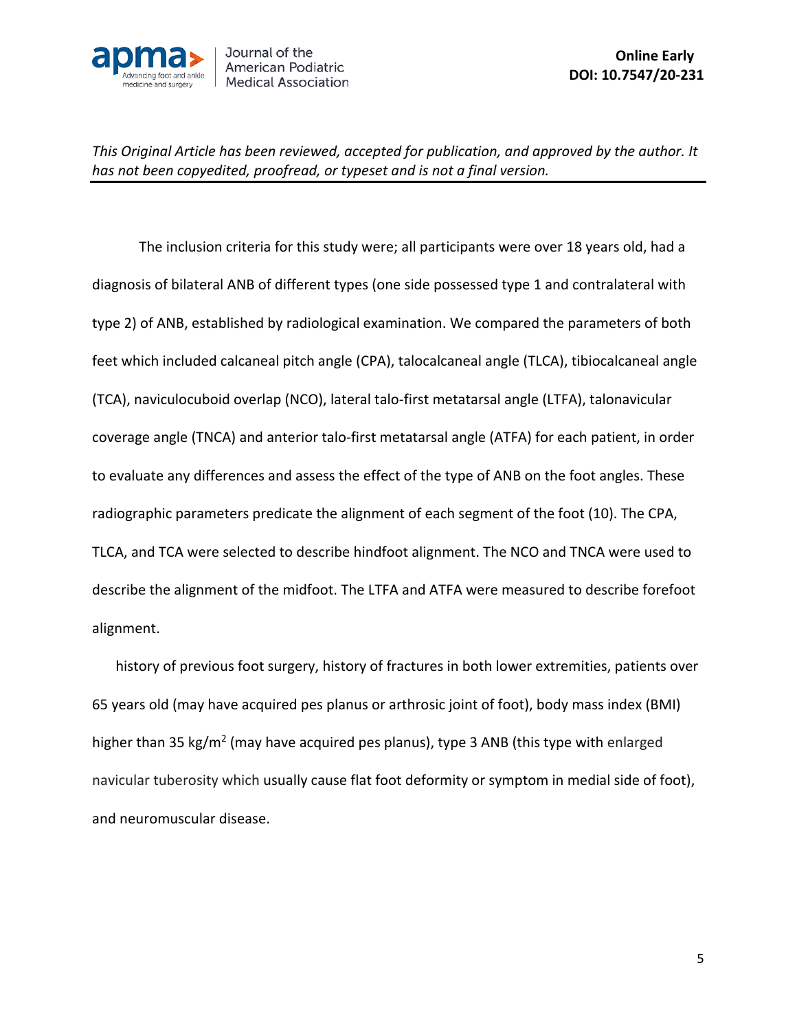*This Original Article has been reviewed, accepted for publication, and approved by the author. It has not been copyedited, proofread, or typeset and is not a final version.*

The inclusion criteria for this study were; all participants were over 18 years old, had a diagnosis of bilateral ANB of different types (one side possessed type 1 and contralateral with type 2) of ANB, established by radiological examination. We compared the parameters of both feet which included calcaneal pitch angle (CPA), talocalcaneal angle (TLCA), tibiocalcaneal angle (TCA), naviculocuboid overlap (NCO), lateral talo-first metatarsal angle (LTFA), talonavicular coverage angle (TNCA) and anterior talo-first metatarsal angle (ATFA) for each patient, in order to evaluate any differences and assess the effect of the type of ANB on the foot angles. These radiographic parameters predicate the alignment of each segment of the foot (10). The CPA, TLCA, and TCA were selected to describe hindfoot alignment. The NCO and TNCA were used to describe the alignment of the midfoot. The LTFA and ATFA were measured to describe forefoot alignment.

history of previous foot surgery, history of fractures in both lower extremities, patients over 65 years old (may have acquired pes planus or arthrosic joint of foot), body mass index (BMI) higher than 35 kg/m$^2$ (may have acquired pes planus), type 3 ANB (this type with enlarged navicular tuberosity which usually cause flat foot deformity or symptom in medial side of foot), and neuromuscular disease.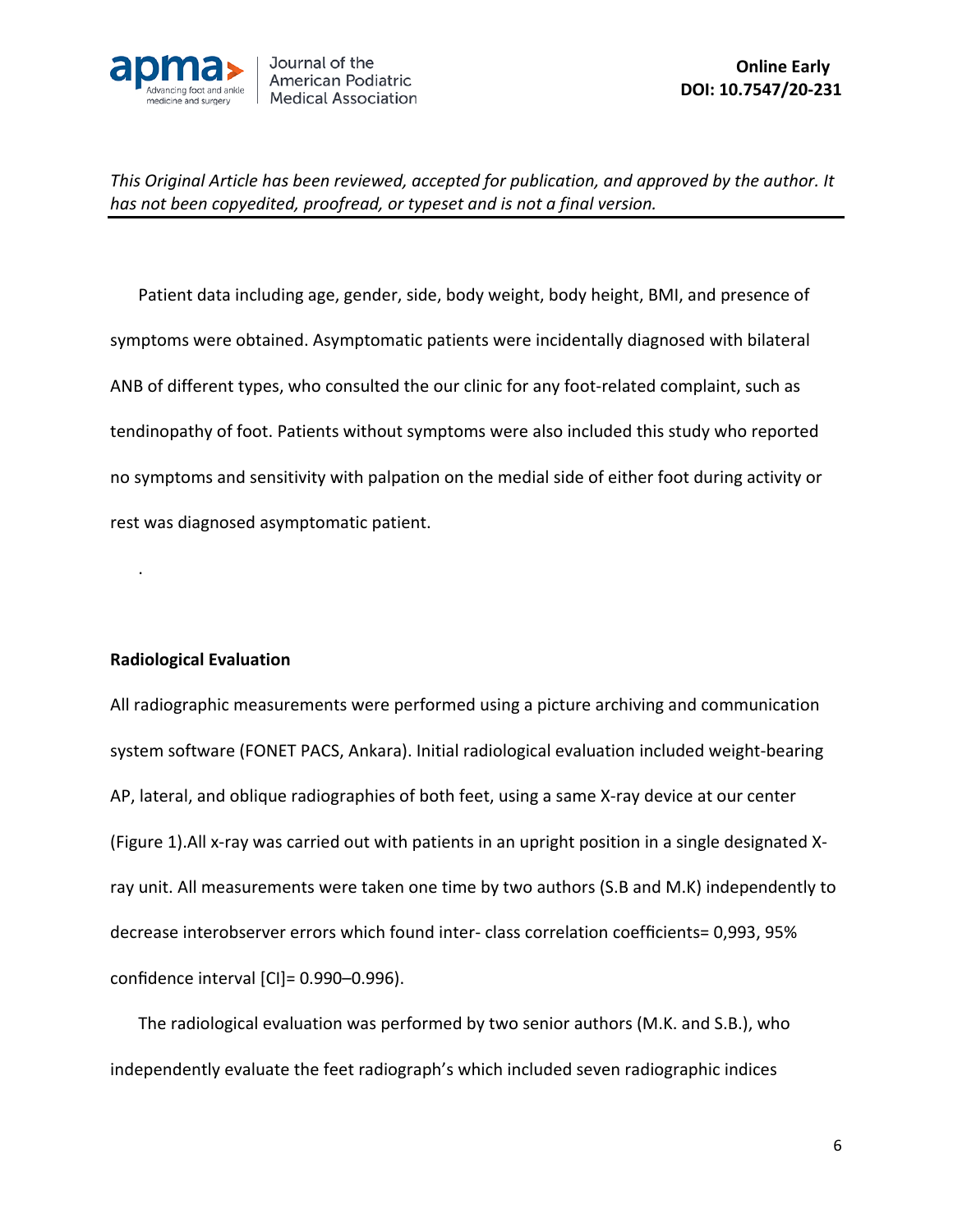Patient data including age, gender, side, body weight, body height, BMI, and presence of symptoms were obtained. Asymptomatic patients were incidentally diagnosed with bilateral ANB of different types, who consulted the our clinic for any foot-related complaint, such as tendinopathy of foot. Patients without symptoms were also included this study who reported no symptoms and sensitivity with palpation on the medial side of either foot during activity or rest was diagnosed asymptomatic patient.

.

**Radiological Evaluation**

All radiographic measurements were performed using a picture archiving and communication system software (FONET PACS, Ankara). Initial radiological evaluation included weight-bearing AP, lateral, and oblique radiographies of both feet, using a same X-ray device at our center (Figure 1).All x-ray was carried out with patients in an upright position in a single designated X-ray unit. All measurements were taken one time by two authors (S.B and M.K) independently to decrease interobserver errors which found inter- class correlation coefficients= 0,993, 95% confidence interval [CI]= 0.990–0.996).

The radiological evaluation was performed by two senior authors (M.K. and S.B.), who independently evaluate the feet radiograph's which included seven radiographic indices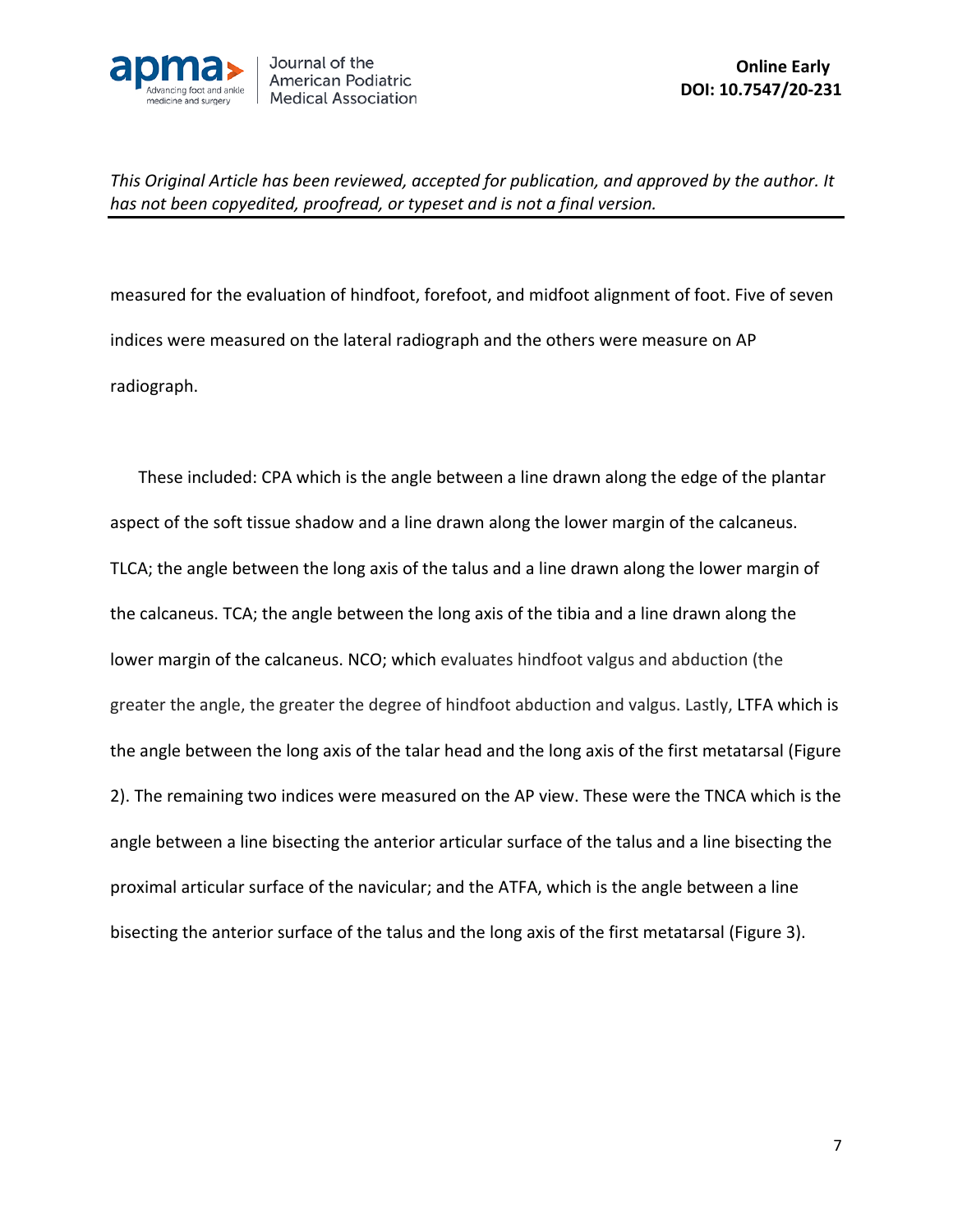measured for the evaluation of hindfoot, forefoot, and midfoot alignment of foot. Five of seven indices were measured on the lateral radiograph and the others were measure on AP radiograph.

These included: CPA which is the angle between a line drawn along the edge of the plantar aspect of the soft tissue shadow and a line drawn along the lower margin of the calcaneus. TLCA; the angle between the long axis of the talus and a line drawn along the lower margin of the calcaneus. TCA; the angle between the long axis of the tibia and a line drawn along the lower margin of the calcaneus. NCO; which evaluates hindfoot valgus and abduction (the greater the angle, the greater the degree of hindfoot abduction and valgus. Lastly, LTFA which is the angle between the long axis of the talar head and the long axis of the first metatarsal (Figure 2). The remaining two indices were measured on the AP view. These were the TNCA which is the angle between a line bisecting the anterior articular surface of the talus and a line bisecting the proximal articular surface of the navicular; and the ATFA, which is the angle between a line bisecting the anterior surface of the talus and the long axis of the first metatarsal (Figure 3).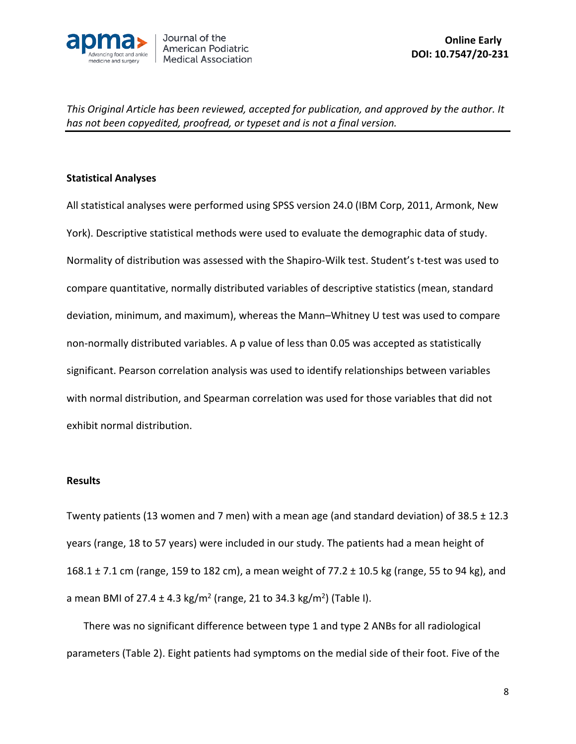*This Original Article has been reviewed, accepted for publication, and approved by the author. It has not been copyedited, proofread, or typeset and is not a final version.*

## Statistical Analyses

All statistical analyses were performed using SPSS version 24.0 (IBM Corp, 2011, Armonk, New York). Descriptive statistical methods were used to evaluate the demographic data of study. Normality of distribution was assessed with the Shapiro-Wilk test. Student's t-test was used to compare quantitative, normally distributed variables of descriptive statistics (mean, standard deviation, minimum, and maximum), whereas the Mann–Whitney U test was used to compare non-normally distributed variables. A p value of less than 0.05 was accepted as statistically significant. Pearson correlation analysis was used to identify relationships between variables with normal distribution, and Spearman correlation was used for those variables that did not exhibit normal distribution.

## Results

Twenty patients (13 women and 7 men) with a mean age (and standard deviation) of 38.5 ± 12.3 years (range, 18 to 57 years) were included in our study. The patients had a mean height of 168.1 ± 7.1 cm (range, 159 to 182 cm), a mean weight of 77.2 ± 10.5 kg (range, 55 to 94 kg), and a mean BMI of 27.4 ± 4.3 kg/m$^2$ (range, 21 to 34.3 kg/m$^2$) (Table I).

There was no significant difference between type 1 and type 2 ANBs for all radiological parameters (Table 2). Eight patients had symptoms on the medial side of their foot. Five of the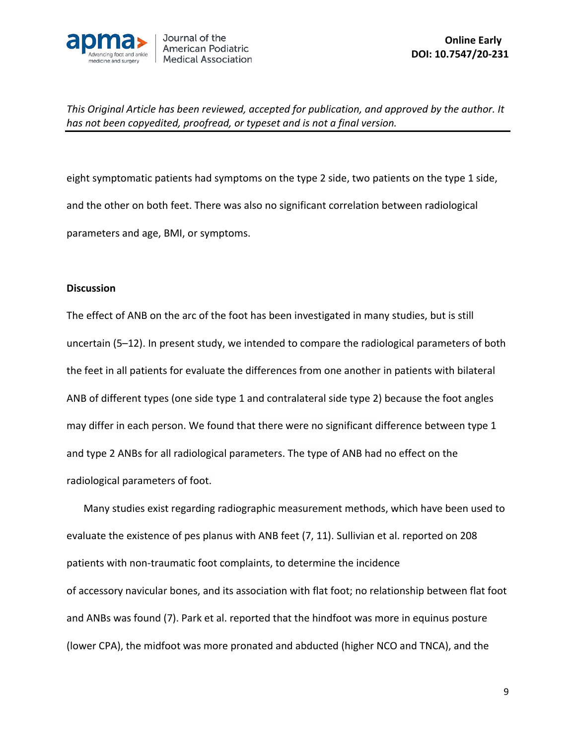eight symptomatic patients had symptoms on the type 2 side, two patients on the type 1 side, and the other on both feet. There was also no significant correlation between radiological parameters and age, BMI, or symptoms.

## Discussion

The effect of ANB on the arc of the foot has been investigated in many studies, but is still uncertain (5–12). In present study, we intended to compare the radiological parameters of both the feet in all patients for evaluate the differences from one another in patients with bilateral ANB of different types (one side type 1 and contralateral side type 2) because the foot angles may differ in each person. We found that there were no significant difference between type 1 and type 2 ANBs for all radiological parameters. The type of ANB had no effect on the radiological parameters of foot.

Many studies exist regarding radiographic measurement methods, which have been used to evaluate the existence of pes planus with ANB feet (7, 11). Sullivian et al. reported on 208 patients with non-traumatic foot complaints, to determine the incidence of accessory navicular bones, and its association with flat foot; no relationship between flat foot and ANBs was found (7). Park et al. reported that the hindfoot was more in equinus posture (lower CPA), the midfoot was more pronated and abducted (higher NCO and TNCA), and the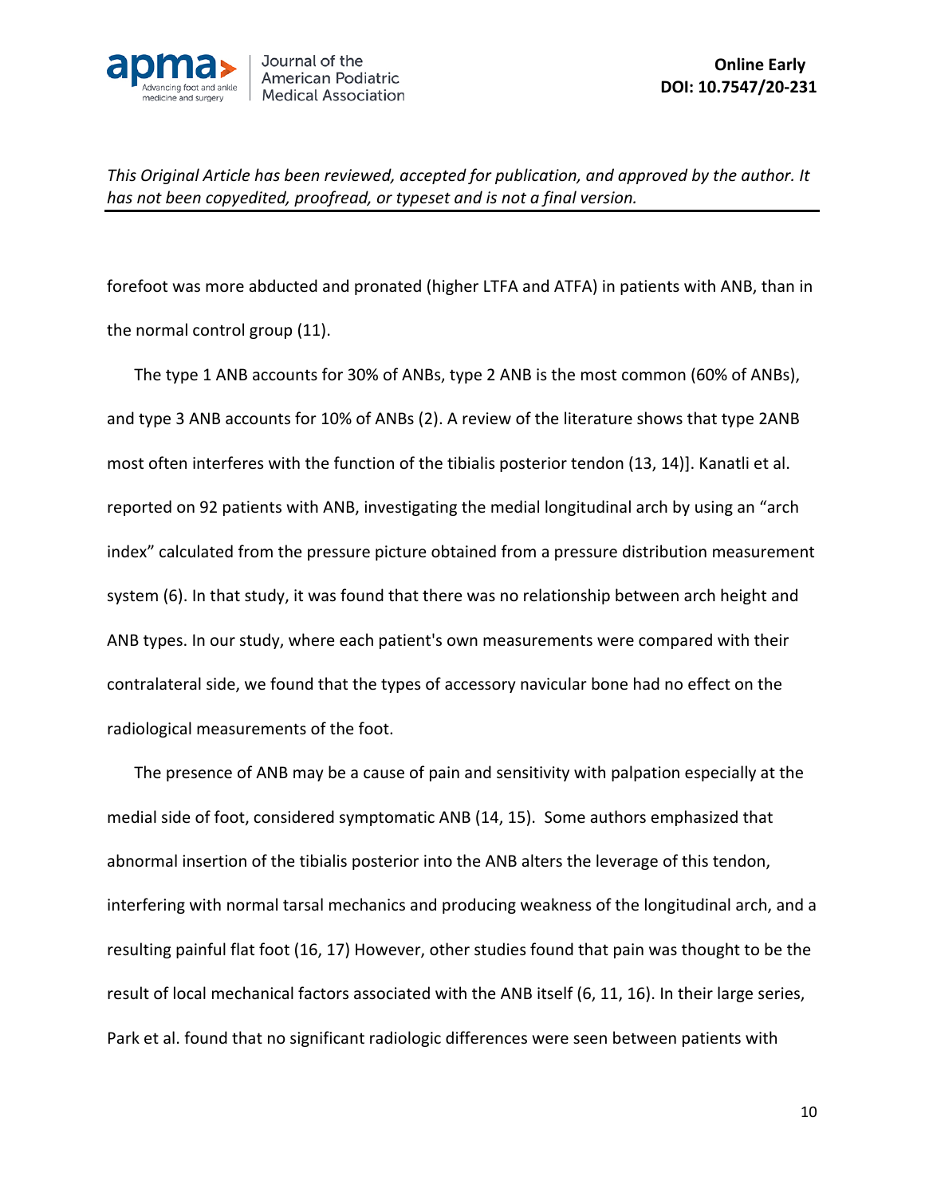forefoot was more abducted and pronated (higher LTFA and ATFA) in patients with ANB, than in the normal control group (11).

The type 1 ANB accounts for 30% of ANBs, type 2 ANB is the most common (60% of ANBs), and type 3 ANB accounts for 10% of ANBs (2). A review of the literature shows that type 2ANB most often interferes with the function of the tibialis posterior tendon (13, 14)]. Kanatli et al. reported on 92 patients with ANB, investigating the medial longitudinal arch by using an "arch index" calculated from the pressure picture obtained from a pressure distribution measurement system (6). In that study, it was found that there was no relationship between arch height and ANB types. In our study, where each patient's own measurements were compared with their contralateral side, we found that the types of accessory navicular bone had no effect on the radiological measurements of the foot.

The presence of ANB may be a cause of pain and sensitivity with palpation especially at the medial side of foot, considered symptomatic ANB (14, 15). Some authors emphasized that abnormal insertion of the tibialis posterior into the ANB alters the leverage of this tendon, interfering with normal tarsal mechanics and producing weakness of the longitudinal arch, and a resulting painful flat foot (16, 17) However, other studies found that pain was thought to be the result of local mechanical factors associated with the ANB itself (6, 11, 16). In their large series, Park et al. found that no significant radiologic differences were seen between patients with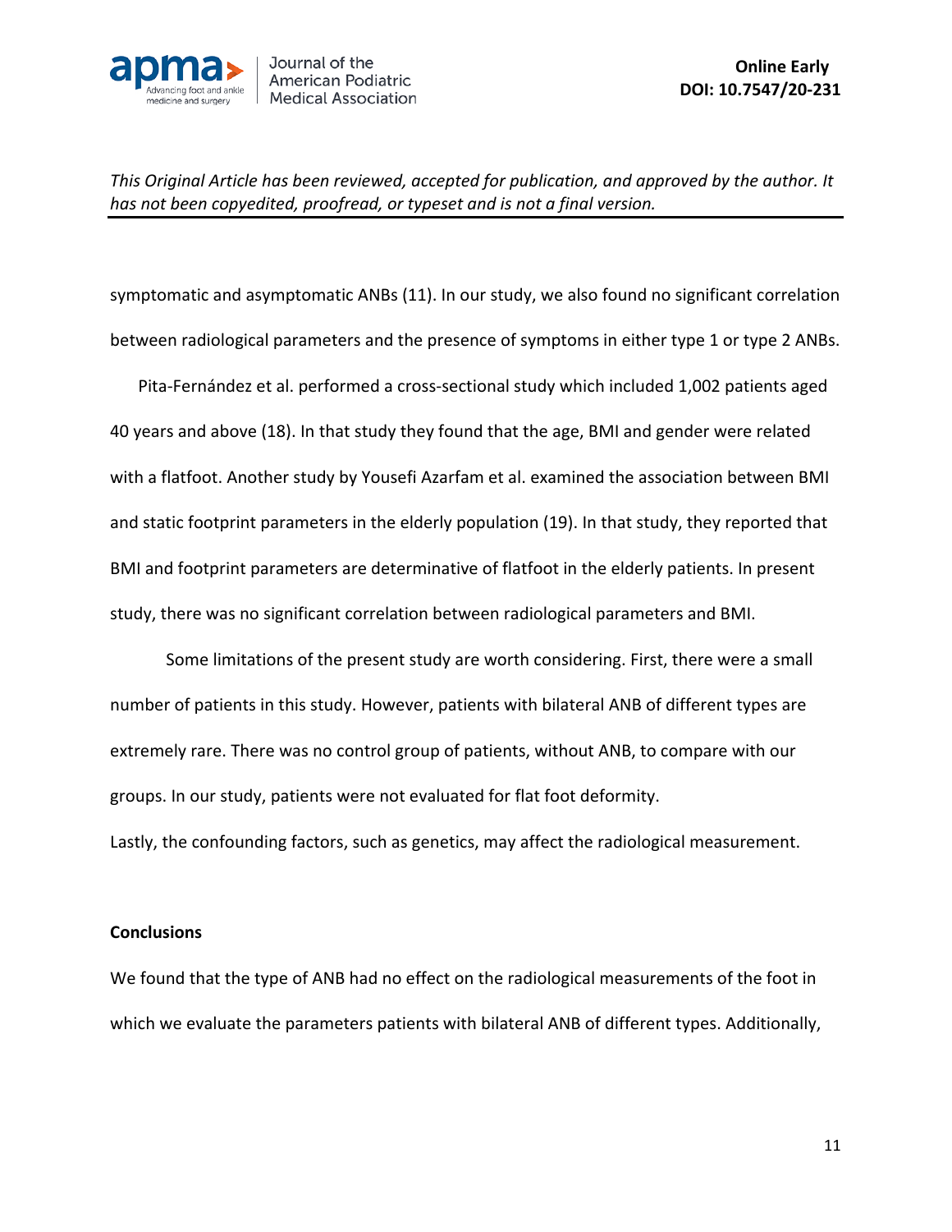symptomatic and asymptomatic ANBs (11). In our study, we also found no significant correlation between radiological parameters and the presence of symptoms in either type 1 or type 2 ANBs.

Pita-Fernández et al. performed a cross-sectional study which included 1,002 patients aged 40 years and above (18). In that study they found that the age, BMI and gender were related with a flatfoot. Another study by Yousefi Azarfam et al. examined the association between BMI and static footprint parameters in the elderly population (19). In that study, they reported that BMI and footprint parameters are determinative of flatfoot in the elderly patients. In present study, there was no significant correlation between radiological parameters and BMI.

Some limitations of the present study are worth considering. First, there were a small number of patients in this study. However, patients with bilateral ANB of different types are extremely rare. There was no control group of patients, without ANB, to compare with our groups. In our study, patients were not evaluated for flat foot deformity.
Lastly, the confounding factors, such as genetics, may affect the radiological measurement.

**Conclusions**

We found that the type of ANB had no effect on the radiological measurements of the foot in which we evaluate the parameters patients with bilateral ANB of different types. Additionally,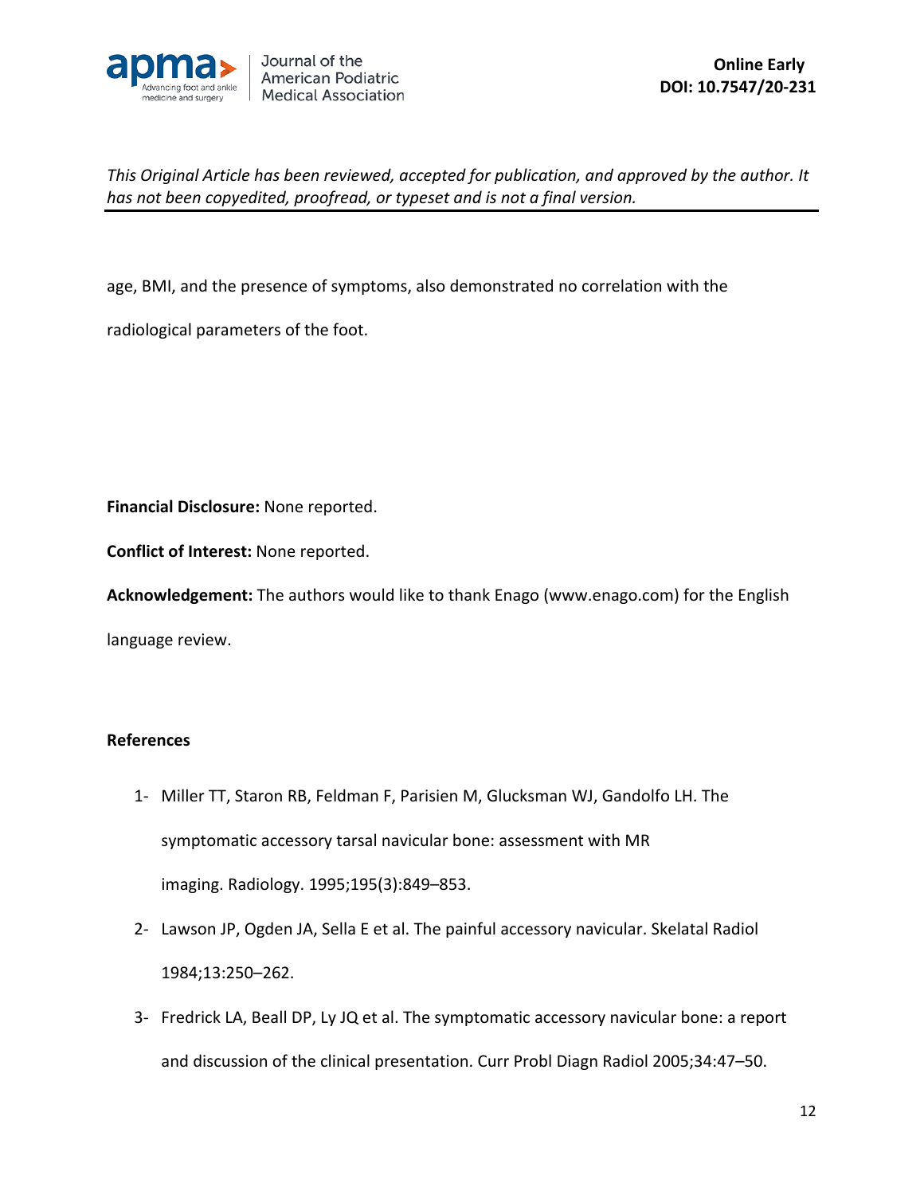age, BMI, and the presence of symptoms, also demonstrated no correlation with the radiological parameters of the foot.

**Financial Disclosure:** None reported.

**Conflict of Interest:** None reported.

**Acknowledgement:** The authors would like to thank Enago (www.enago.com) for the English language review.

**References**

1- Miller TT, Staron RB, Feldman F, Parisien M, Glucksman WJ, Gandolfo LH. The symptomatic accessory tarsal navicular bone: assessment with MR imaging. Radiology. 1995;195(3):849–853.

2- Lawson JP, Ogden JA, Sella E et al. The painful accessory navicular. Skelatal Radiol 1984;13:250–262.

3- Fredrick LA, Beall DP, Ly JQ et al. The symptomatic accessory navicular bone: a report and discussion of the clinical presentation. Curr Probl Diagn Radiol 2005;34:47–50.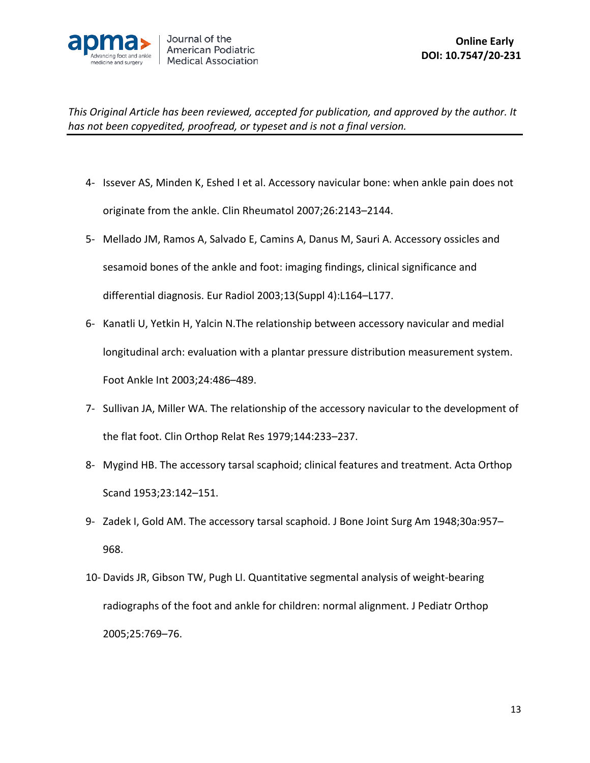This Original Article has been reviewed, accepted for publication, and approved by the author. It has not been copyedited, proofread, or typeset and is not a final version.

4- Issever AS, Minden K, Eshed I et al. Accessory navicular bone: when ankle pain does not originate from the ankle. Clin Rheumatol 2007;26:2143–2144.

5- Mellado JM, Ramos A, Salvado E, Camins A, Danus M, Sauri A. Accessory ossicles and sesamoid bones of the ankle and foot: imaging findings, clinical significance and differential diagnosis. Eur Radiol 2003;13(Suppl 4):L164–L177.

6- Kanatli U, Yetkin H, Yalcin N.The relationship between accessory navicular and medial longitudinal arch: evaluation with a plantar pressure distribution measurement system. Foot Ankle Int 2003;24:486–489.

7- Sullivan JA, Miller WA. The relationship of the accessory navicular to the development of the flat foot. Clin Orthop Relat Res 1979;144:233–237.

8- Mygind HB. The accessory tarsal scaphoid; clinical features and treatment. Acta Orthop Scand 1953;23:142–151.

9- Zadek I, Gold AM. The accessory tarsal scaphoid. J Bone Joint Surg Am 1948;30a:957–968.

10- Davids JR, Gibson TW, Pugh LI. Quantitative segmental analysis of weight-bearing radiographs of the foot and ankle for children: normal alignment. J Pediatr Orthop 2005;25:769–76.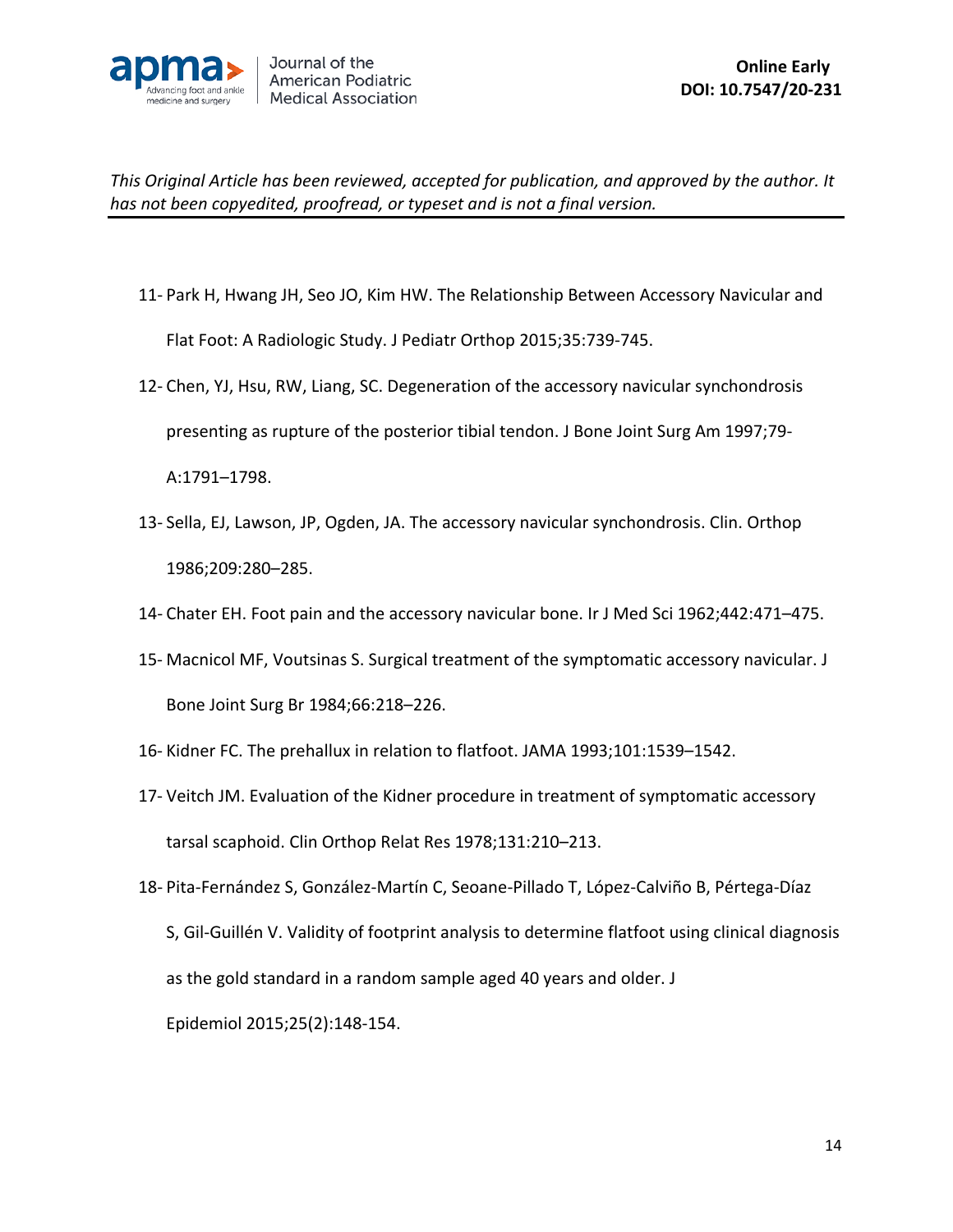11- Park H, Hwang JH, Seo JO, Kim HW. The Relationship Between Accessory Navicular and Flat Foot: A Radiologic Study. J Pediatr Orthop 2015;35:739-745.

12- Chen, YJ, Hsu, RW, Liang, SC. Degeneration of the accessory navicular synchondrosis presenting as rupture of the posterior tibial tendon. J Bone Joint Surg Am 1997;79-A:1791–1798.

13- Sella, EJ, Lawson, JP, Ogden, JA. The accessory navicular synchondrosis. Clin. Orthop 1986;209:280–285.

14- Chater EH. Foot pain and the accessory navicular bone. Ir J Med Sci 1962;442:471–475.

15- Macnicol MF, Voutsinas S. Surgical treatment of the symptomatic accessory navicular. J Bone Joint Surg Br 1984;66:218–226.

16- Kidner FC. The prehallux in relation to flatfoot. JAMA 1993;101:1539–1542.

17- Veitch JM. Evaluation of the Kidner procedure in treatment of symptomatic accessory tarsal scaphoid. Clin Orthop Relat Res 1978;131:210–213.

18- Pita-Fernández S, González-Martín C, Seoane-Pillado T, López-Calviño B, Pértega-Díaz S, Gil-Guillén V. Validity of footprint analysis to determine flatfoot using clinical diagnosis as the gold standard in a random sample aged 40 years and older. J Epidemiol 2015;25(2):148-154.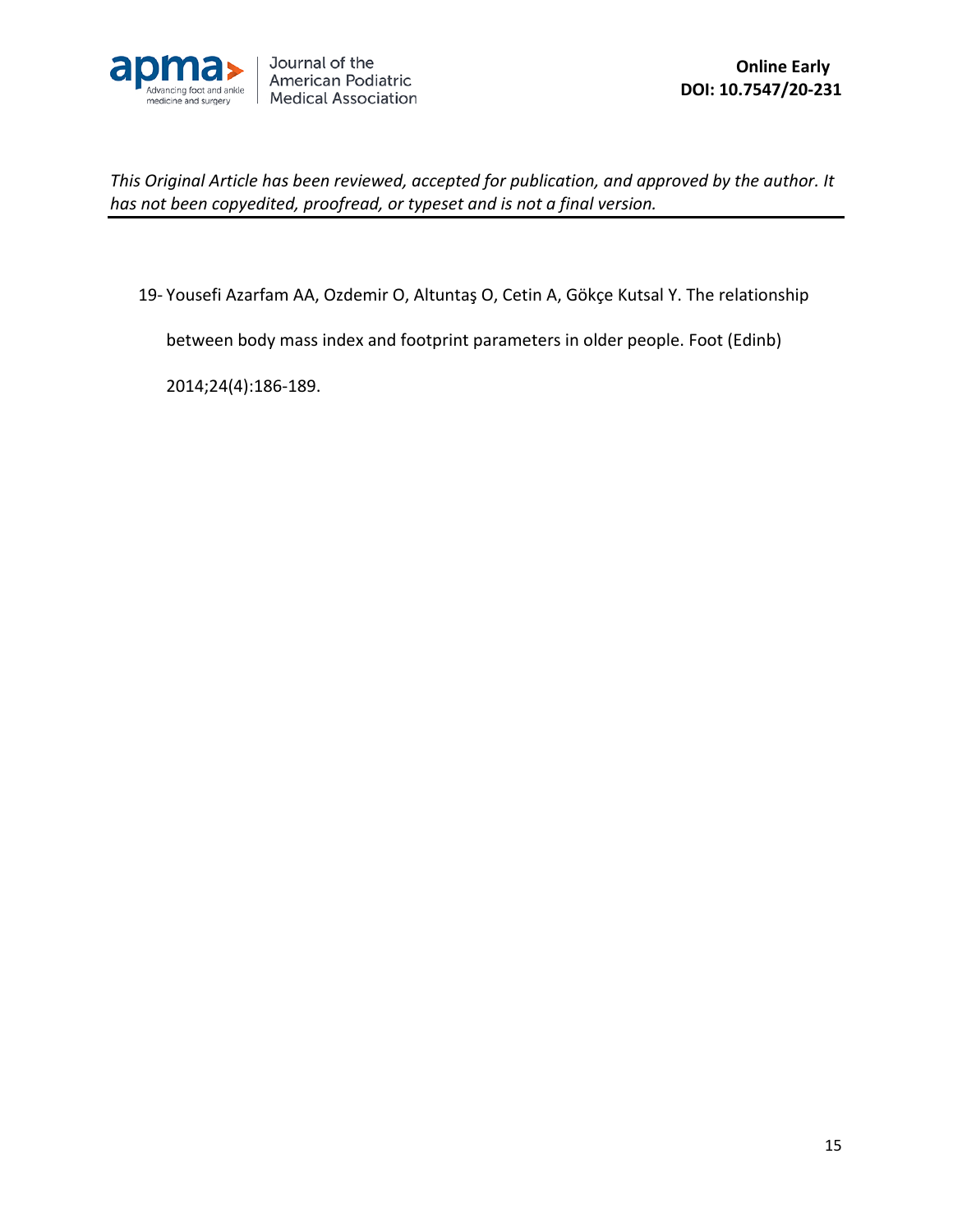19- Yousefi Azarfam AA, Ozdemir O, Altuntaş O, Cetin A, Gökçe Kutsal Y. The relationship between body mass index and footprint parameters in older people. Foot (Edinb) 2014;24(4):186-189.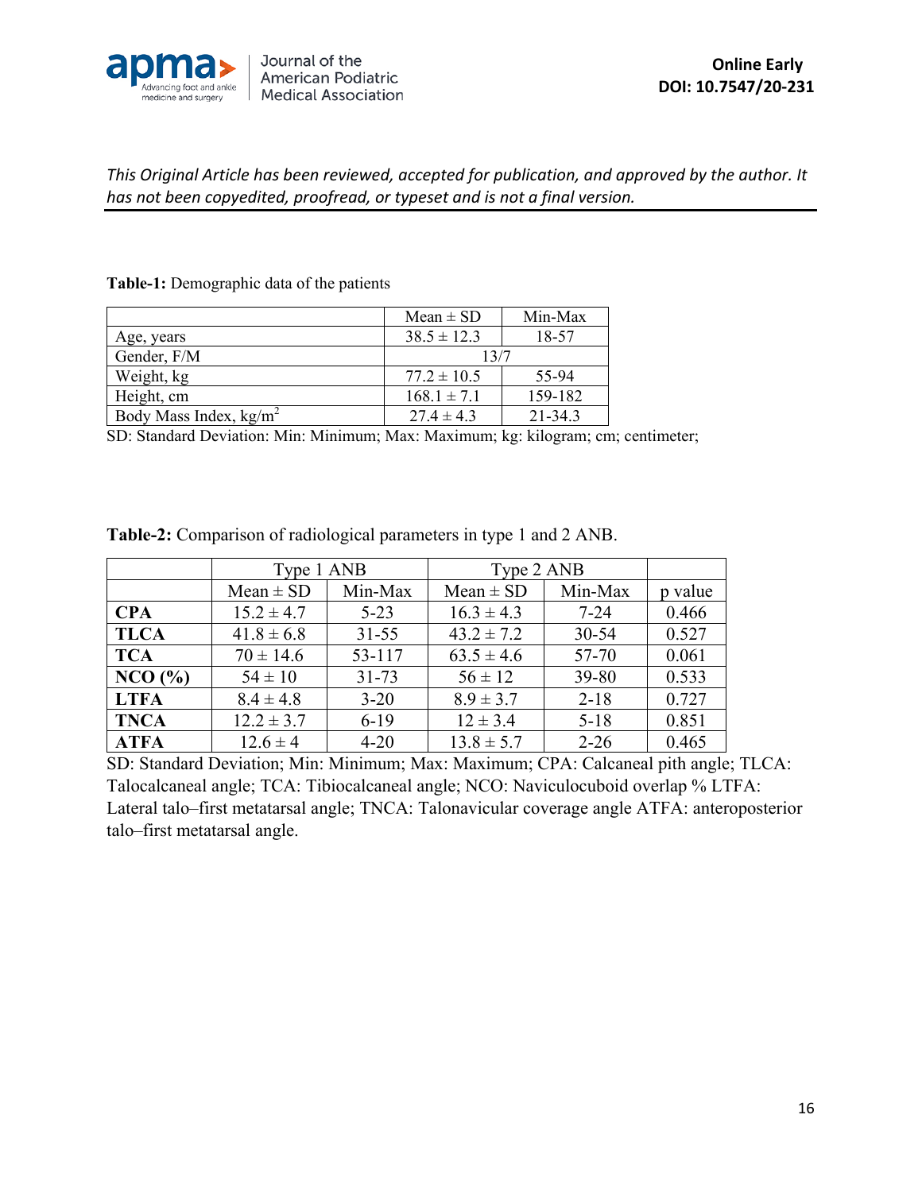*This Original Article has been reviewed, accepted for publication, and approved by the author. It has not been copyedited, proofread, or typeset and is not a final version.*

**Table-1:** Demographic data of the patients

| | Mean ± SD | Min-Max |
|---|---|---|
| Age, years | 38.5 ± 12.3 | 18-57 |
| Gender, F/M | 13/7 | |
| Weight, kg | 77.2 ± 10.5 | 55-94 |
| Height, cm | 168.1 ± 7.1 | 159-182 |
| Body Mass Index, kg/m$^2$ | 27.4 ± 4.3 | 21-34.3 |

SD: Standard Deviation: Min: Minimum; Max: Maximum; kg: kilogram; cm; centimeter;

**Table-2:** Comparison of radiological parameters in type 1 and 2 ANB.

| | Type 1 ANB | | Type 2 ANB | | |
|---|---|---|---|---|---|
| | Mean ± SD | Min-Max | Mean ± SD | Min-Max | p value |
| **CPA** | 15.2 ± 4.7 | 5-23 | 16.3 ± 4.3 | 7-24 | 0.466 |
| **TLCA** | 41.8 ± 6.8 | 31-55 | 43.2 ± 7.2 | 30-54 | 0.527 |
| **TCA** | 70 ± 14.6 | 53-117 | 63.5 ± 4.6 | 57-70 | 0.061 |
| **NCO (%)** | 54 ± 10 | 31-73 | 56 ± 12 | 39-80 | 0.533 |
| **LTFA** | 8.4 ± 4.8 | 3-20 | 8.9 ± 3.7 | 2-18 | 0.727 |
| **TNCA** | 12.2 ± 3.7 | 6-19 | 12 ± 3.4 | 5-18 | 0.851 |
| **ATFA** | 12.6 ± 4 | 4-20 | 13.8 ± 5.7 | 2-26 | 0.465 |

SD: Standard Deviation; Min: Minimum; Max: Maximum; CPA: Calcaneal pith angle; TLCA: Talocalcaneal angle; TCA: Tibiocalcaneal angle; NCO: Naviculocuboid overlap % LTFA: Lateral talo–first metatarsal angle; TNCA: Talonavicular coverage angle ATFA: anteroposterior talo–first metatarsal angle.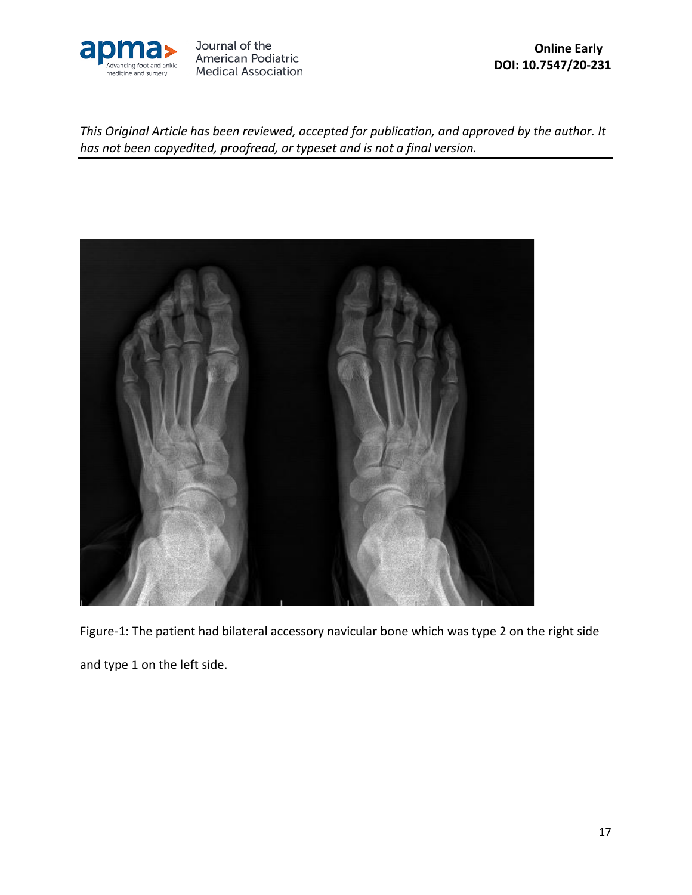*This Original Article has been reviewed, accepted for publication, and approved by the author. It has not been copyedited, proofread, or typeset and is not a final version.*

Figure-1: The patient had bilateral accessory navicular bone which was type 2 on the right side and type 1 on the left side.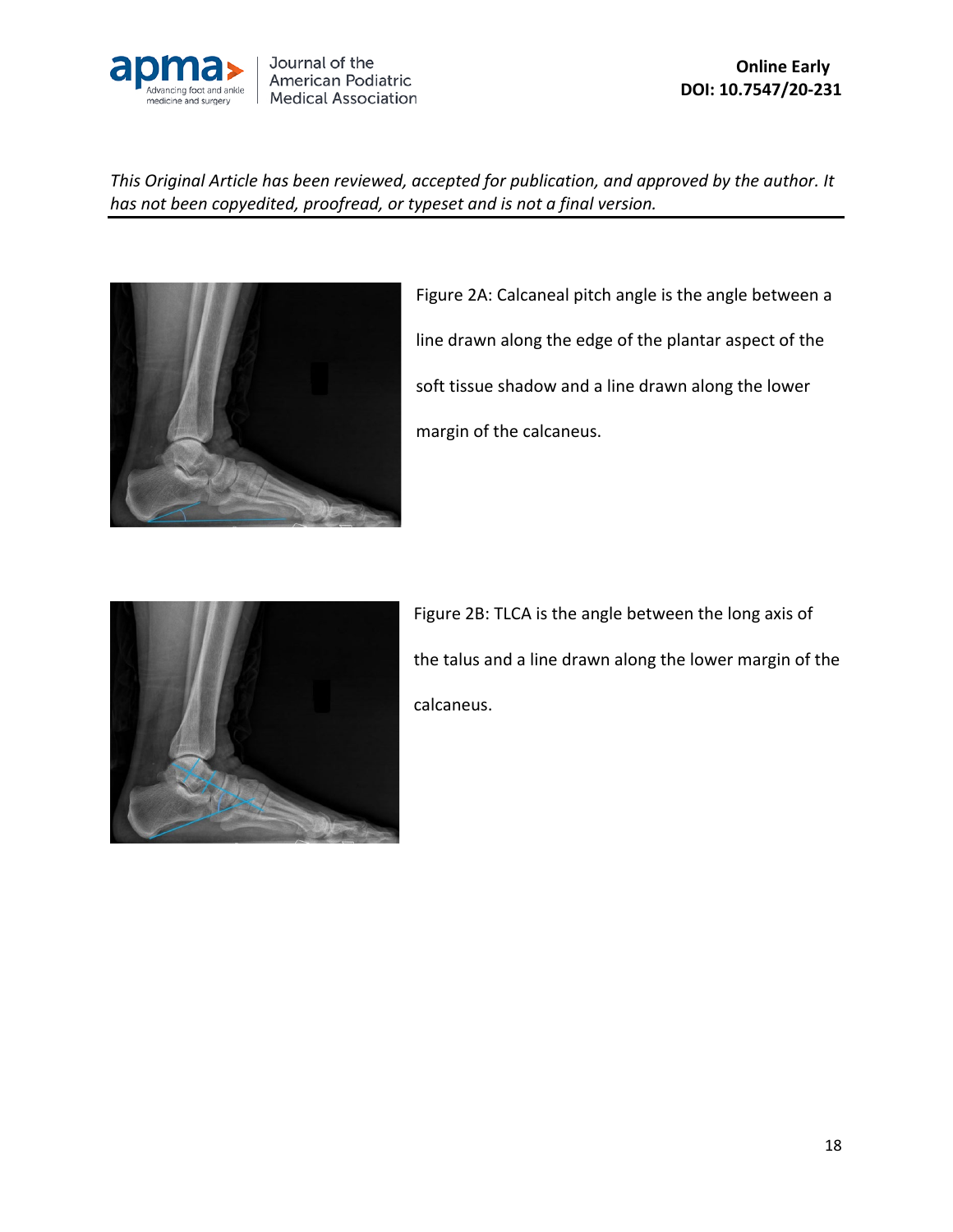*This Original Article has been reviewed, accepted for publication, and approved by the author. It has not been copyedited, proofread, or typeset and is not a final version.*

Figure 2A: Calcaneal pitch angle is the angle between a line drawn along the edge of the plantar aspect of the soft tissue shadow and a line drawn along the lower margin of the calcaneus.

Figure 2B: TLCA is the angle between the long axis of the talus and a line drawn along the lower margin of the calcaneus.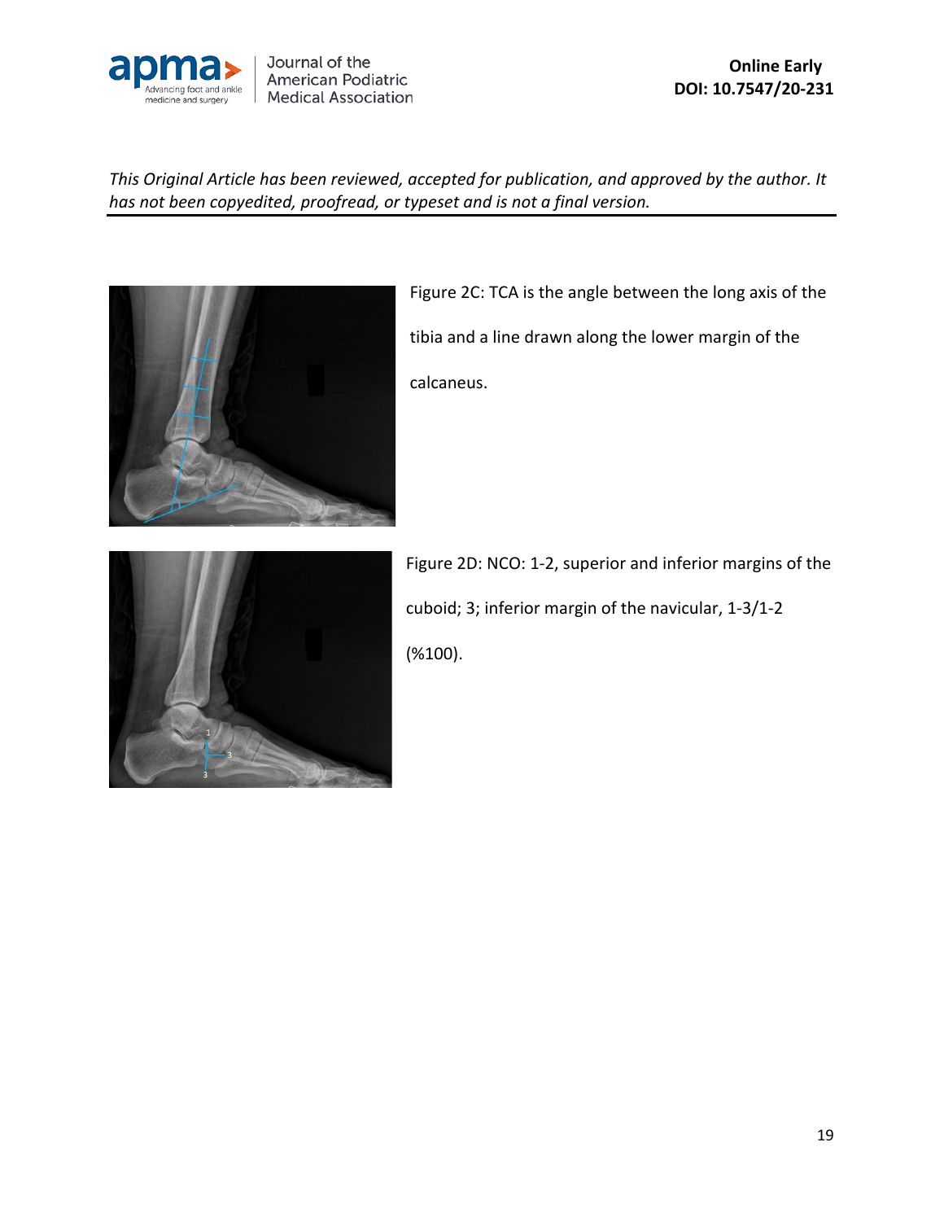*This Original Article has been reviewed, accepted for publication, and approved by the author. It has not been copyedited, proofread, or typeset and is not a final version.*

Figure 2C: TCA is the angle between the long axis of the tibia and a line drawn along the lower margin of the calcaneus.

Figure 2D: NCO: 1-2, superior and inferior margins of the cuboid; 3; inferior margin of the navicular, 1-3/1-2 (%100).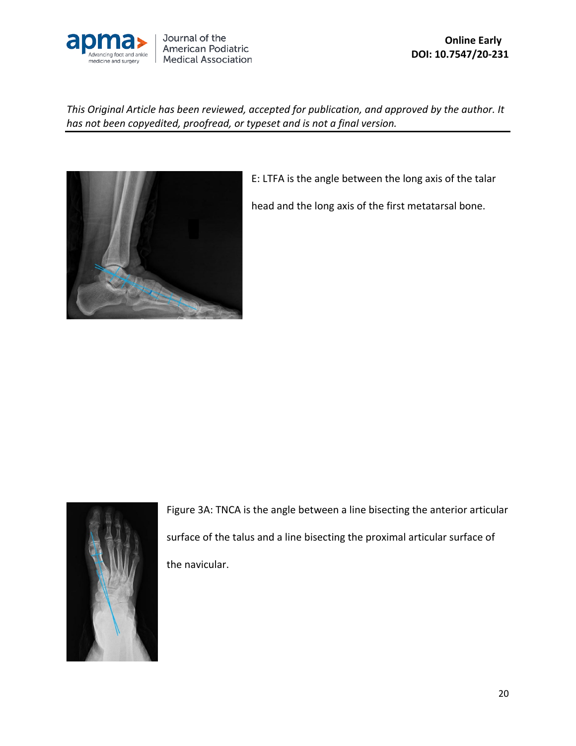E: LTFA is the angle between the long axis of the talar head and the long axis of the first metatarsal bone.

Figure 3A: TNCA is the angle between a line bisecting the anterior articular surface of the talus and a line bisecting the proximal articular surface of the navicular.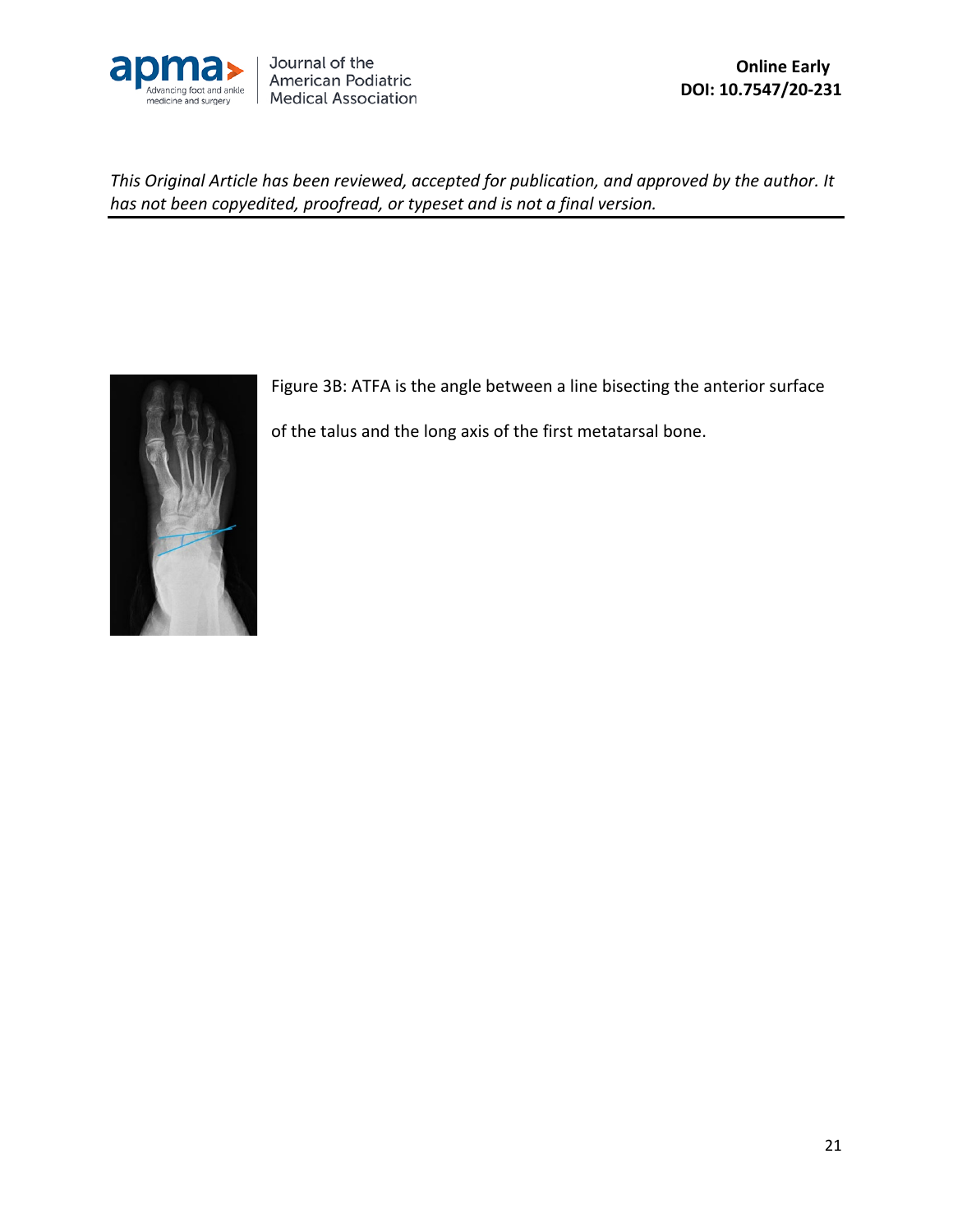*This Original Article has been reviewed, accepted for publication, and approved by the author. It has not been copyedited, proofread, or typeset and is not a final version.*

Figure 3B: ATFA is the angle between a line bisecting the anterior surface of the talus and the long axis of the first metatarsal bone.